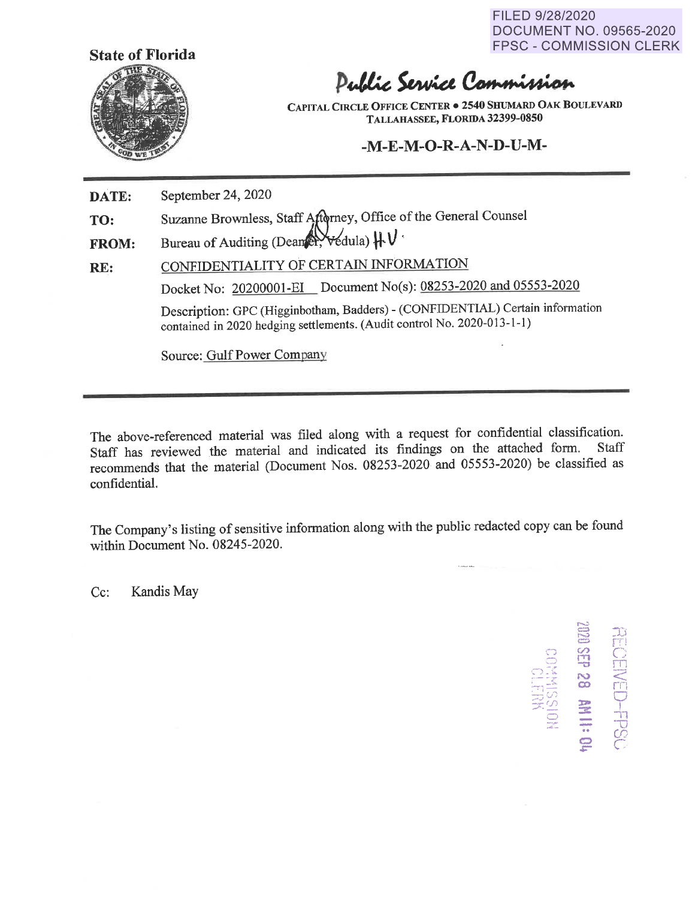FILED 9/28/2020
DOCUMENT NO. 09565-2020
FPSC - COMMISSION CLERK

**State of Florida**

# Public Service Commission

**CAPITAL CIRCLE OFFICE CENTER • 2540 SHUMARD OAK BOULEVARD**
**TALLAHASSEE, FLORIDA 32399-0850**

## -M-E-M-O-R-A-N-D-U-M-

**DATE:** September 24, 2020

**TO:** Suzanne Brownless, Staff Attorney, Office of the General Counsel

**FROM:** Bureau of Auditing (Deamer, Vedula) HV

**RE:** CONFIDENTIALITY OF CERTAIN INFORMATION

Docket No: 20200001-EI Document No(s): 08253-2020 and 05553-2020

Description: GPC (Higginbotham, Badders) - (CONFIDENTIAL) Certain information contained in 2020 hedging settlements. (Audit control No. 2020-013-1-1)

Source: Gulf Power Company

---

The above-referenced material was filed along with a request for confidential classification. Staff has reviewed the material and indicated its findings on the attached form. Staff recommends that the material (Document Nos. 08253-2020 and 05553-2020) be classified as confidential.

The Company's listing of sensitive information along with the public redacted copy can be found within Document No. 08245-2020.

Cc: Kandis May

RECEIVED-FPSC
2020 SEP 28 AM 11:04
COMMISSION CLERK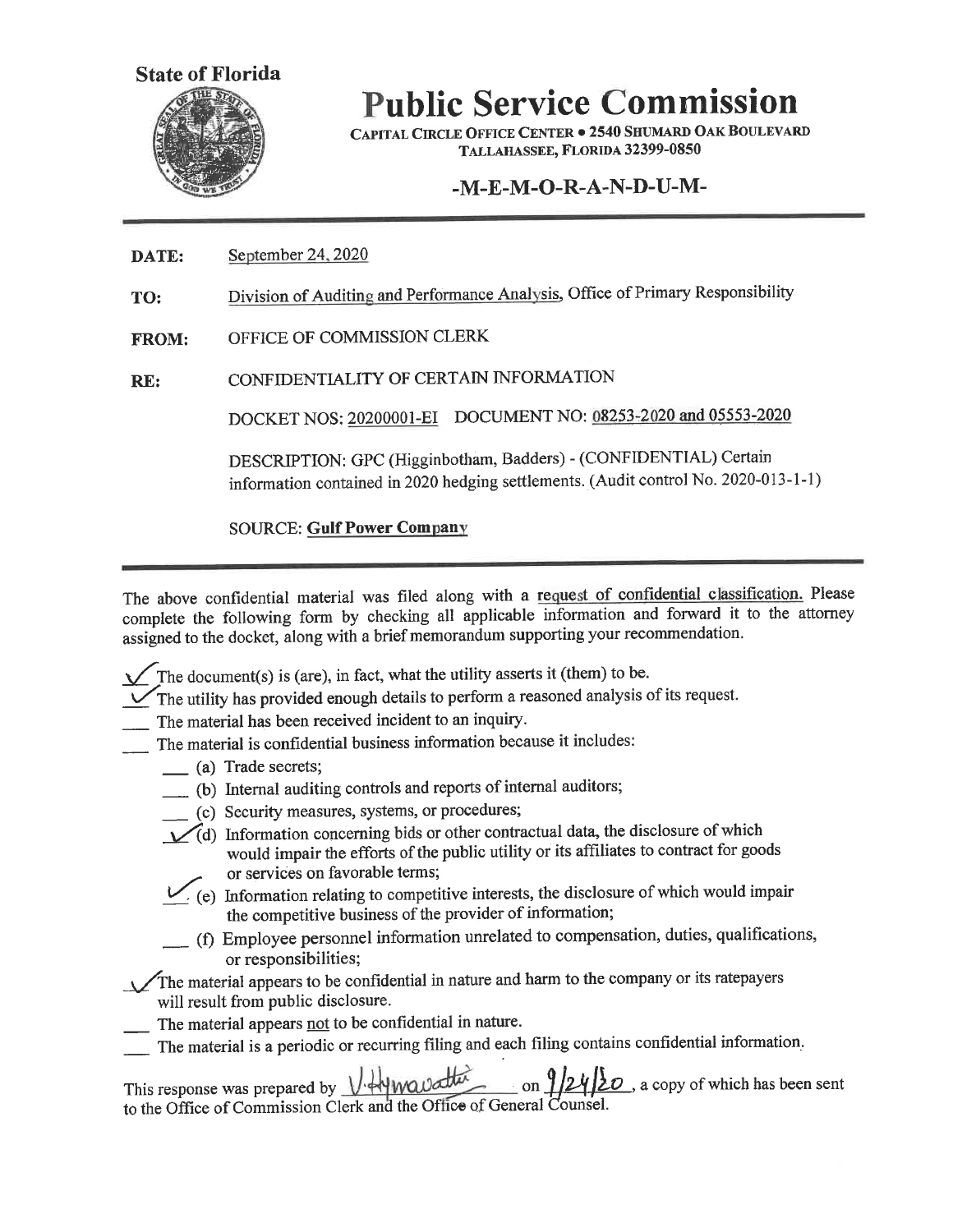**State of Florida**

# Public Service Commission

CAPITAL CIRCLE OFFICE CENTER • 2540 SHUMARD OAK BOULEVARD
TALLAHASSEE, FLORIDA 32399-0850

## -M-E-M-O-R-A-N-D-U-M-

**DATE:** September 24, 2020

**TO:** Division of Auditing and Performance Analysis, Office of Primary Responsibility

**FROM:** OFFICE OF COMMISSION CLERK

**RE:** CONFIDENTIALITY OF CERTAIN INFORMATION

DOCKET NOS: 20200001-EI DOCUMENT NO: 08253-2020 and 05553-2020

DESCRIPTION: GPC (Higginbotham, Badders) - (CONFIDENTIAL) Certain information contained in 2020 hedging settlements. (Audit control No. 2020-013-1-1)

SOURCE: **Gulf Power Company**

---

The above confidential material was filed along with a request of confidential classification. Please complete the following form by checking all applicable information and forward it to the attorney assigned to the docket, along with a brief memorandum supporting your recommendation.

✓ The document(s) is (are), in fact, what the utility asserts it (them) to be.
✓ The utility has provided enough details to perform a reasoned analysis of its request.
___ The material has been received incident to an inquiry.
___ The material is confidential business information because it includes:

- ___ (a) Trade secrets;
- ___ (b) Internal auditing controls and reports of internal auditors;
- ___ (c) Security measures, systems, or procedures;
- ✓ (d) Information concerning bids or other contractual data, the disclosure of which would impair the efforts of the public utility or its affiliates to contract for goods or services on favorable terms;
- ✓ (e) Information relating to competitive interests, the disclosure of which would impair the competitive business of the provider of information;
- ___ (f) Employee personnel information unrelated to compensation, duties, qualifications, or responsibilities;

✓ The material appears to be confidential in nature and harm to the company or its ratepayers will result from public disclosure.
___ The material appears not to be confidential in nature.
___ The material is a periodic or recurring filing and each filing contains confidential information.

This response was prepared by V. Hymavathi on 9/24/20, a copy of which has been sent to the Office of Commission Clerk and the Office of General Counsel.